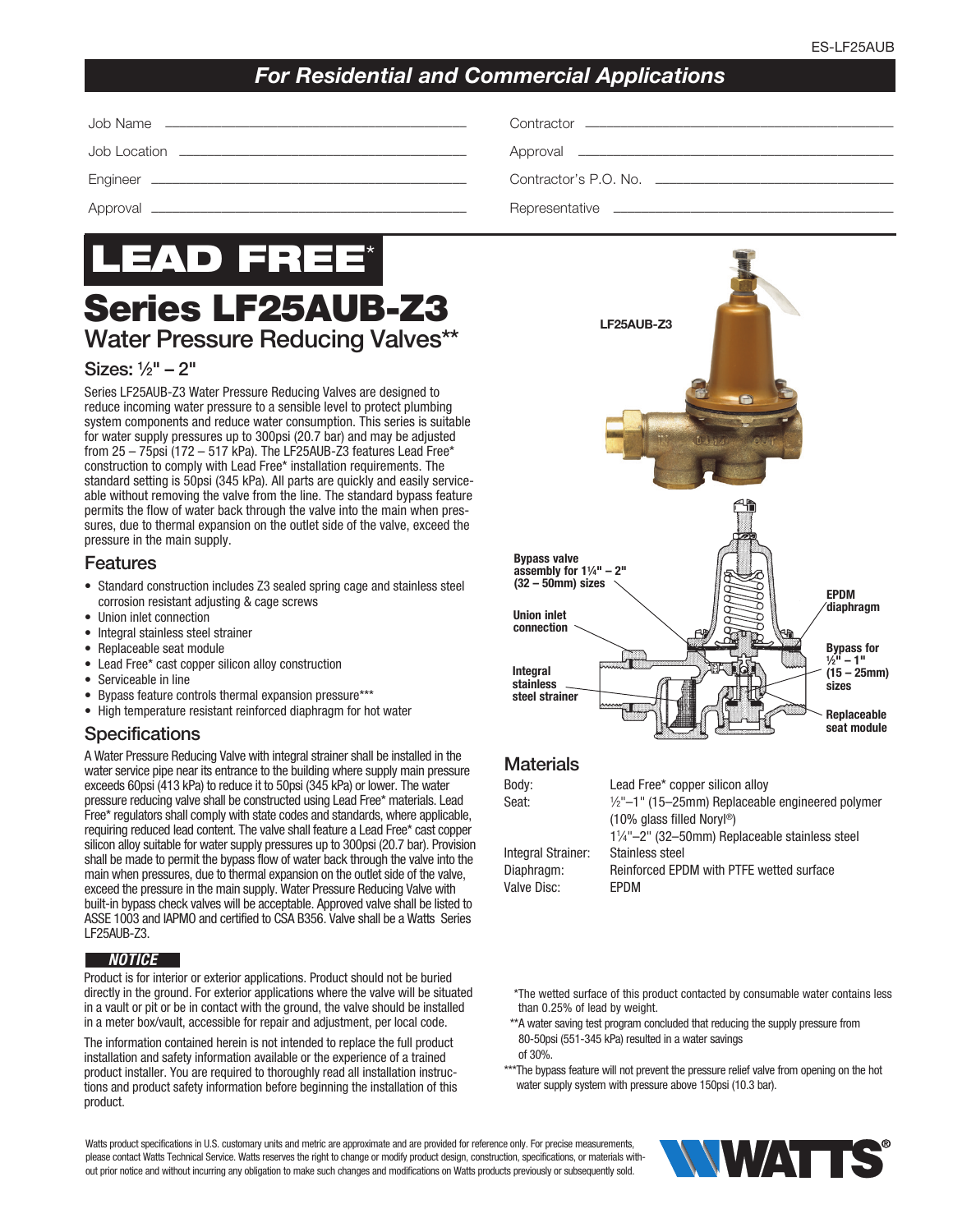## For Residential and Commercial Applications

Job Name ______________________________ Contractor ______________________________

Job Location ______________________________ Approval ______________________________

Engineer ______________________________ Contractor's P.O. No. ______________________________

Approval ______________________________ Representative ______________________________

# LEAD FREE*

# Series LF25AUB-Z3

## Water Pressure Reducing Valves**

### Sizes: ½" – 2"

Series LF25AUB-Z3 Water Pressure Reducing Valves are designed to reduce incoming water pressure to a sensible level to protect plumbing system components and reduce water consumption. This series is suitable for water supply pressures up to 300psi (20.7 bar) and may be adjusted from 25 – 75psi (172 – 517 kPa). The LF25AUB-Z3 features Lead Free* construction to comply with Lead Free* installation requirements. The standard setting is 50psi (345 kPa). All parts are quickly and easily serviceable without removing the valve from the line. The standard bypass feature permits the flow of water back through the valve into the main when pressures, due to thermal expansion on the outlet side of the valve, exceed the pressure in the main supply.

LF25AUB-Z3

Bypass valve assembly for 1¼" – 2" (32 – 50mm) sizes

Union inlet connection

Integral stainless steel strainer

EPDM diaphragm

Bypass for ½" – 1" (15 – 25mm) sizes

Replaceable seat module

### Features

- Standard construction includes Z3 sealed spring cage and stainless steel corrosion resistant adjusting & cage screws
- Union inlet connection
- Integral stainless steel strainer
- Replaceable seat module
- Lead Free* cast copper silicon alloy construction
- Serviceable in line
- Bypass feature controls thermal expansion pressure***
- High temperature resistant reinforced diaphragm for hot water

### Specifications

A Water Pressure Reducing Valve with integral strainer shall be installed in the water service pipe near its entrance to the building where supply main pressure exceeds 60psi (413 kPa) to reduce it to 50psi (345 kPa) or lower. The water pressure reducing valve shall be constructed using Lead Free* materials. Lead Free* regulators shall comply with state codes and standards, where applicable, requiring reduced lead content. The valve shall feature a Lead Free* cast copper silicon alloy suitable for water supply pressures up to 300psi (20.7 bar). Provision shall be made to permit the bypass flow of water back through the valve into the main when pressures, due to thermal expansion on the outlet side of the valve, exceed the pressure in the main supply. Water Pressure Reducing Valve with built-in bypass check valves will be acceptable. Approved valve shall be listed to ASSE 1003 and IAPMO and certified to CSA B356. Valve shall be a Watts Series LF25AUB-Z3.

***NOTICE***

Product is for interior or exterior applications. Product should not be buried directly in the ground. For exterior applications where the valve will be situated in a vault or pit or be in contact with the ground, the valve should be installed in a meter box/vault, accessible for repair and adjustment, per local code.

The information contained herein is not intended to replace the full product installation and safety information available or the experience of a trained product installer. You are required to thoroughly read all installation instructions and product safety information before beginning the installation of this product.

### Materials

| | |
|---|---|
| Body: | Lead Free* copper silicon alloy |
| Seat: | ½"–1" (15–25mm) Replaceable engineered polymer (10% glass filled Noryl®) |
| | 1¼"–2" (32–50mm) Replaceable stainless steel |
| Integral Strainer: | Stainless steel |
| Diaphragm: | Reinforced EPDM with PTFE wetted surface |
| Valve Disc: | EPDM |

*The wetted surface of this product contacted by consumable water contains less than 0.25% of lead by weight.

**A water saving test program concluded that reducing the supply pressure from 80-50psi (551-345 kPa) resulted in a water savings of 30%.

***The bypass feature will not prevent the pressure relief valve from opening on the hot water supply system with pressure above 150psi (10.3 bar).

Watts product specifications in U.S. customary units and metric are approximate and are provided for reference only. For precise measurements, please contact Watts Technical Service. Watts reserves the right to change or modify product design, construction, specifications, or materials without prior notice and without incurring any obligation to make such changes and modifications on Watts products previously or subsequently sold.

WATTS®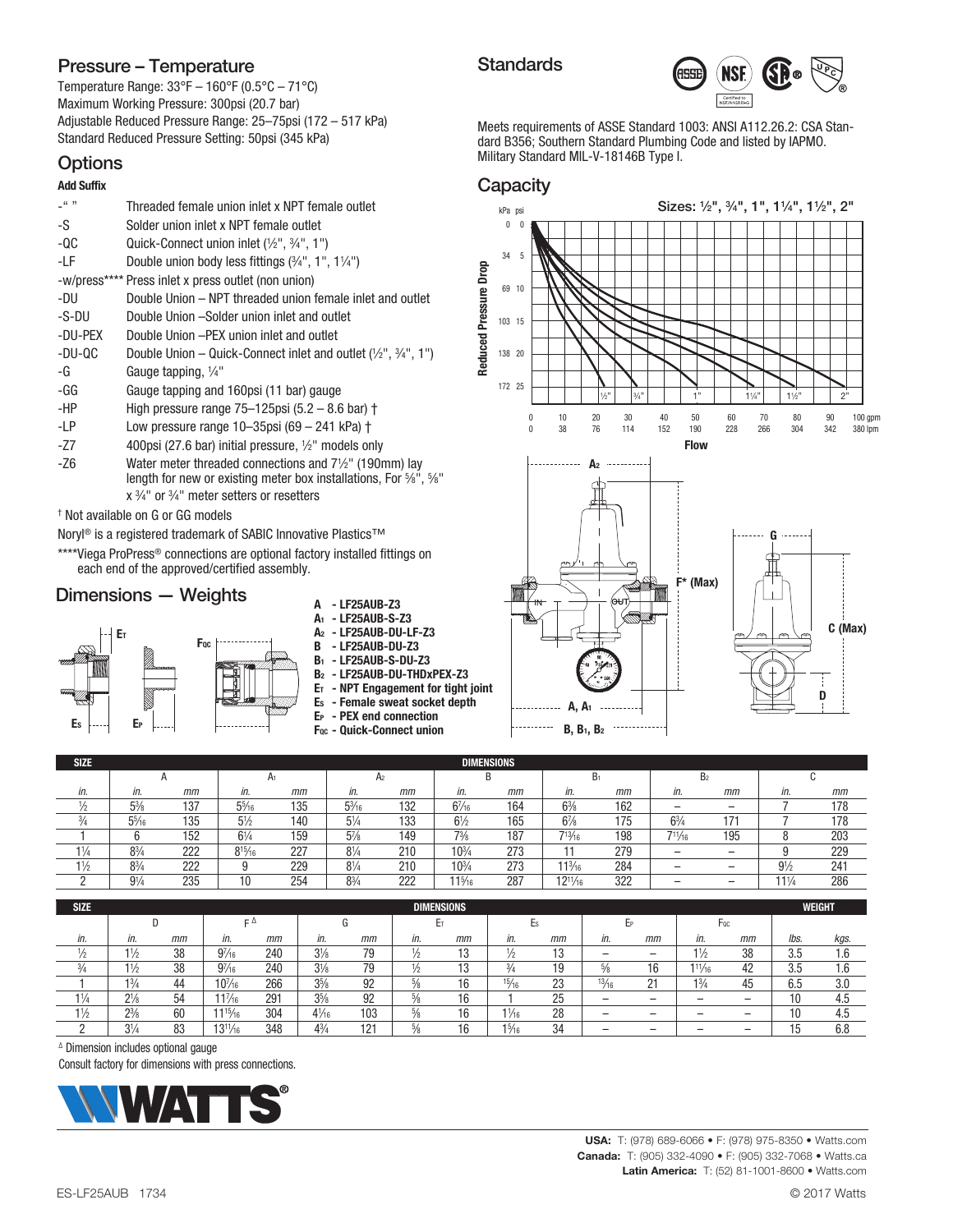## Pressure – Temperature

Temperature Range: 33°F – 160°F (0.5°C – 71°C)
Maximum Working Pressure: 300psi (20.7 bar)
Adjustable Reduced Pressure Range: 25–75psi (172 – 517 kPa)
Standard Reduced Pressure Setting: 50psi (345 kPa)

## Options

**Add Suffix**

| | |
|---|---|
| -" " | Threaded female union inlet x NPT female outlet |
| -S | Solder union inlet x NPT female outlet |
| -QC | Quick-Connect union inlet (½", ¾", 1") |
| -LF | Double union body less fittings (¾", 1", 1¼") |
| -w/press**** | Press inlet x press outlet (non union) |
| -DU | Double Union – NPT threaded union female inlet and outlet |
| -S-DU | Double Union –Solder union inlet and outlet |
| -DU-PEX | Double Union –PEX union inlet and outlet |
| -DU-QC | Double Union – Quick-Connect inlet and outlet (½", ¾", 1") |
| -G | Gauge tapping, ¼" |
| -GG | Gauge tapping and 160psi (11 bar) gauge |
| -HP | High pressure range 75–125psi (5.2 – 8.6 bar) † |
| -LP | Low pressure range 10–35psi (69 – 241 kPa) † |
| -Z7 | 400psi (27.6 bar) initial pressure, ½" models only |
| -Z6 | Water meter threaded connections and 7½" (190mm) lay length for new or existing meter box installations, For ⅝", ⅝" x ¾" or ¾" meter setters or resetters |

† Not available on G or GG models

Noryl® is a registered trademark of SABIC Innovative Plastics™

****Viega ProPress® connections are optional factory installed fittings on each end of the approved/certified assembly.

## Dimensions — Weights

- **A - LF25AUB-Z3**
- **A1 - LF25AUB-S-Z3**
- **A2 - LF25AUB-DU-LF-Z3**
- **B - LF25AUB-DU-Z3**
- **B1 - LF25AUB-S-DU-Z3**
- **B2 - LF25AUB-DU-THDxPEX-Z3**
- **ET - NPT Engagement for tight joint**
- **ES - Female sweat socket depth**
- **EP - PEX end connection**
- **FQC - Quick-Connect union**

ET
FQC
ES
EP

## Standards

Meets requirements of ASSE Standard 1003: ANSI A112.26.2: CSA Standard B356; Southern Standard Plumbing Code and listed by IAPMO. Military Standard MIL-V-18146B Type I.

## Capacity

Sizes: ½", ¾", 1", 1¼", 1½", 2"

Reduced Pressure Drop

kPa psi
0 0
34 5
69 10
103 15
138 20
172 25

½" ¾" 1" 1¼" 1½" 2"

0 10 20 30 40 50 60 70 80 90 100 gpm
0 38 76 114 152 190 228 266 304 342 380 lpm

Flow

A2
F* (Max)
IN OUT
A, A1
B, B1, B2
G
C (Max)
D

| SIZE | DIMENSIONS | | | | | | | | | | | | | |
|---|---|---|---|---|---|---|---|---|---|---|---|---|---|---|
| | A | | A1 | | A2 | | B | | B1 | | B2 | | C | |
| *in.* | *in.* | *mm* | *in.* | *mm* | *in.* | *mm* | *in.* | *mm* | *in.* | *mm* | *in.* | *mm* | *in.* | *mm* |
| ½ | 5⅜ | 137 | 5⁵⁄₁₆ | 135 | 5³⁄₁₆ | 132 | 6⁷⁄₁₆ | 164 | 6⅜ | 162 | – | – | 7 | 178 |
| ¾ | 5⁵⁄₁₆ | 135 | 5½ | 140 | 5¼ | 133 | 6½ | 165 | 6⅞ | 175 | 6¾ | 171 | 7 | 178 |
| 1 | 6 | 152 | 6¼ | 159 | 5⅞ | 149 | 7⅜ | 187 | 7¹³⁄₁₆ | 198 | 7¹¹⁄₁₆ | 195 | 8 | 203 |
| 1¼ | 8¾ | 222 | 8¹⁵⁄₁₆ | 227 | 8¼ | 210 | 10¾ | 273 | 11 | 279 | – | – | 9 | 229 |
| 1½ | 8¾ | 222 | 9 | 229 | 8¼ | 210 | 10¾ | 273 | 11³⁄₁₆ | 284 | – | – | 9½ | 241 |
| 2 | 9¼ | 235 | 10 | 254 | 8¾ | 222 | 11⁵⁄₁₆ | 287 | 12¹¹⁄₁₆ | 322 | – | – | 11¼ | 286 |

| SIZE | DIMENSIONS | | | | | | | | | | | | | | WEIGHT | |
|---|---|---|---|---|---|---|---|---|---|---|---|---|---|---|---|---|
| | D | | F Δ | | G | | ET | | ES | | EP | | FQC | | | |
| *in.* | *in.* | *mm* | *in.* | *mm* | *in.* | *mm* | *in.* | *mm* | *in.* | *mm* | *in.* | *mm* | *in.* | *mm* | *lbs.* | *kgs.* |
| ½ | 1½ | 38 | 9⁷⁄₁₆ | 240 | 3⅛ | 79 | ½ | 13 | ½ | 13 | – | – | 1½ | 38 | 3.5 | 1.6 |
| ¾ | 1½ | 38 | 9⁷⁄₁₆ | 240 | 3⅛ | 79 | ½ | 13 | ¾ | 19 | ⅝ | 16 | 1¹¹⁄₁₆ | 42 | 3.5 | 1.6 |
| 1 | 1¾ | 44 | 10⁷⁄₁₆ | 266 | 3⅝ | 92 | ⅝ | 16 | ¹⁵⁄₁₆ | 23 | ¹³⁄₁₆ | 21 | 1¾ | 45 | 6.5 | 3.0 |
| 1¼ | 2⅛ | 54 | 11⁷⁄₁₆ | 291 | 3⅝ | 92 | ⅝ | 16 | 1 | 25 | – | – | – | – | 10 | 4.5 |
| 1½ | 2⅜ | 60 | 11¹⁵⁄₁₆ | 304 | 4¹⁄₁₆ | 103 | ⅝ | 16 | 1¹⁄₁₆ | 28 | – | – | – | – | 10 | 4.5 |
| 2 | 3¼ | 83 | 13¹¹⁄₁₆ | 348 | 4¾ | 121 | ⅝ | 16 | 1⁵⁄₁₆ | 34 | – | – | – | – | 15 | 6.8 |

Δ Dimension includes optional gauge

Consult factory for dimensions with press connections.

**USA:** T: (978) 689-6066 • F: (978) 975-8350 • Watts.com
**Canada:** T: (905) 332-4090 • F: (905) 332-7068 • Watts.ca
**Latin America:** T: (52) 81-1001-8600 • Watts.com

ES-LF25AUB 1734

© 2017 Watts